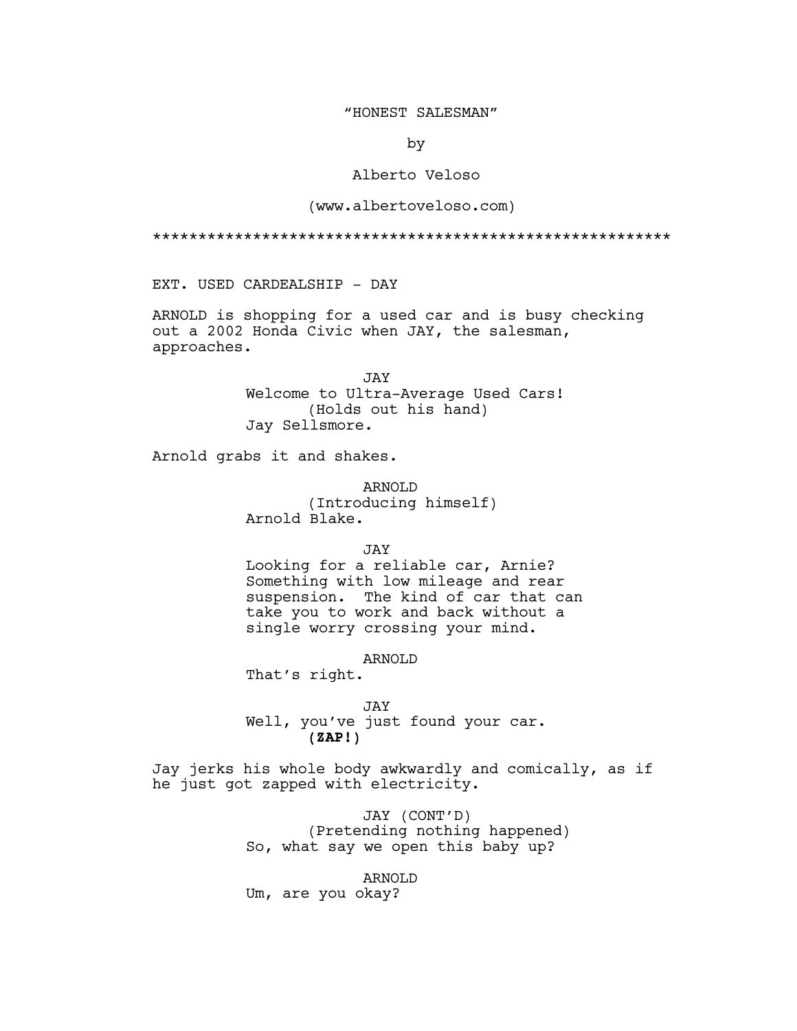"HONEST SALESMAN"

by

Alberto Veloso

(www.albertoveloso.com)

*********************************************************

EXT. USED CARDEALSHIP - DAY

ARNOLD is shopping for a used car and is busy checking out a 2002 Honda Civic when JAY, the salesman, approaches.

JAY
Welcome to Ultra-Average Used Cars!
(Holds out his hand)
Jay Sellsmore.

Arnold grabs it and shakes.

ARNOLD
(Introducing himself)
Arnold Blake.

JAY
Looking for a reliable car, Arnie? Something with low mileage and rear suspension. The kind of car that can take you to work and back without a single worry crossing your mind.

ARNOLD
That's right.

JAY
Well, you've just found your car.
**(ZAP!)**

Jay jerks his whole body awkwardly and comically, as if he just got zapped with electricity.

JAY (CONT'D)
(Pretending nothing happened)
So, what say we open this baby up?

ARNOLD
Um, are you okay?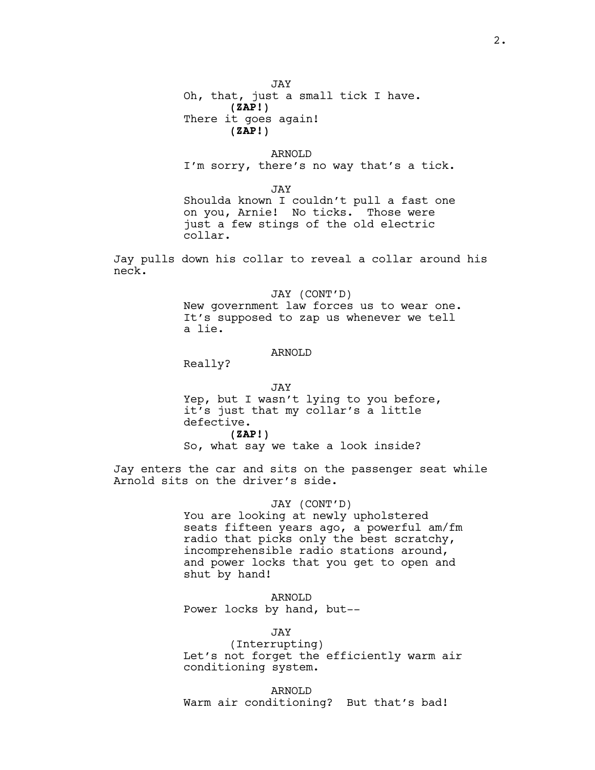JAY

Oh, that, just a small tick I have.

**(ZAP!)**

There it goes again!

**(ZAP!)**

ARNOLD

I'm sorry, there's no way that's a tick.

JAY

Shoulda known I couldn't pull a fast one on you, Arnie! No ticks. Those were just a few stings of the old electric collar.

Jay pulls down his collar to reveal a collar around his neck.

JAY (CONT'D)

New government law forces us to wear one. It's supposed to zap us whenever we tell a lie.

ARNOLD

Really?

JAY

Yep, but I wasn't lying to you before, it's just that my collar's a little defective.

**(ZAP!)**

So, what say we take a look inside?

Jay enters the car and sits on the passenger seat while Arnold sits on the driver's side.

JAY (CONT'D)

You are looking at newly upholstered seats fifteen years ago, a powerful am/fm radio that picks only the best scratchy, incomprehensible radio stations around, and power locks that you get to open and shut by hand!

ARNOLD

Power locks by hand, but--

JAY

(Interrupting)

Let's not forget the efficiently warm air conditioning system.

ARNOLD

Warm air conditioning? But that's bad!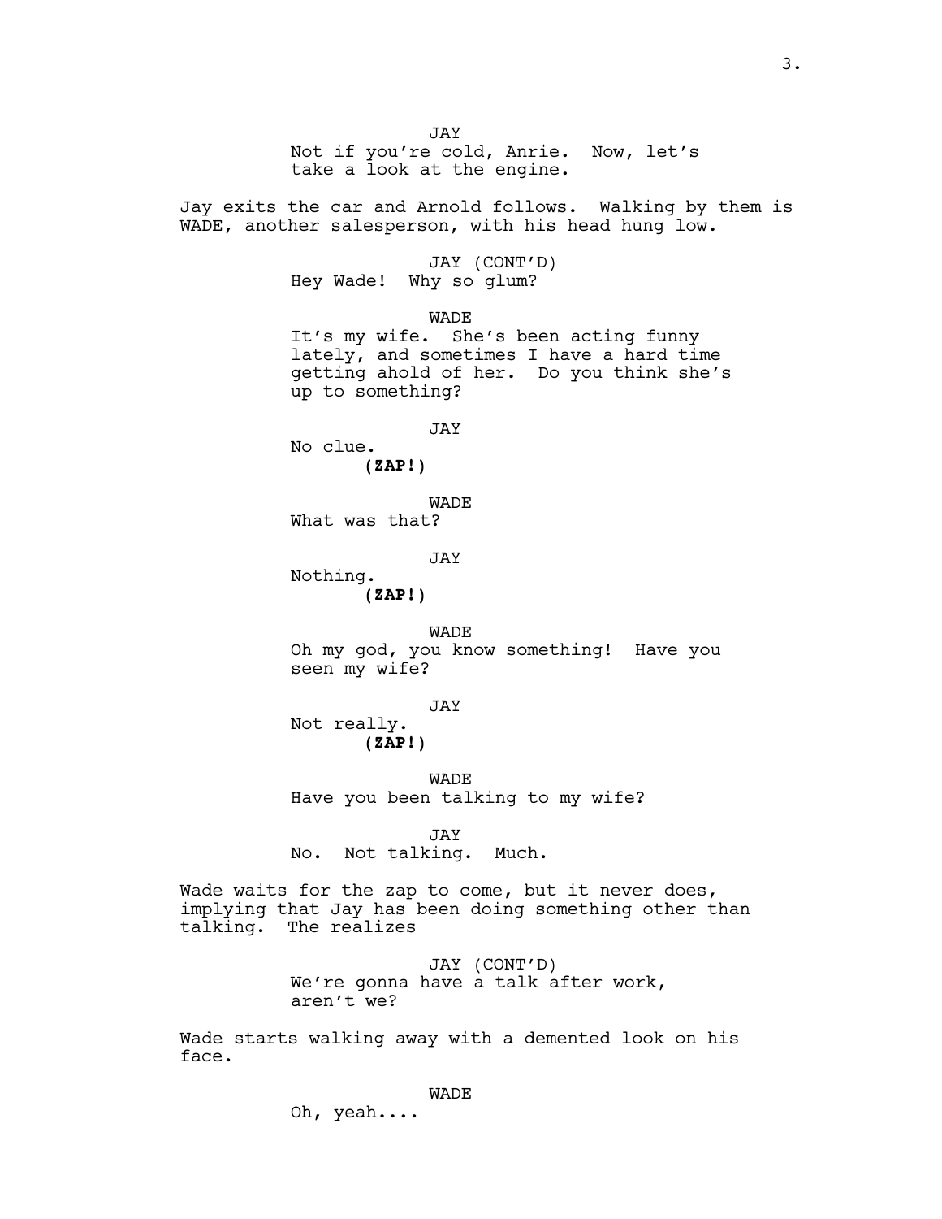JAY
Not if you're cold, Anrie. Now, let's take a look at the engine.

Jay exits the car and Arnold follows. Walking by them is WADE, another salesperson, with his head hung low.

JAY (CONT'D)
Hey Wade! Why so glum?

WADE
It's my wife. She's been acting funny lately, and sometimes I have a hard time getting ahold of her. Do you think she's up to something?

JAY
No clue.
**(ZAP!)**

WADE
What was that?

JAY
Nothing.
**(ZAP!)**

WADE
Oh my god, you know something! Have you seen my wife?

JAY
Not really.
**(ZAP!)**

WADE
Have you been talking to my wife?

JAY
No. Not talking. Much.

Wade waits for the zap to come, but it never does, implying that Jay has been doing something other than talking. The realizes

JAY (CONT'D)
We're gonna have a talk after work, aren't we?

Wade starts walking away with a demented look on his face.

WADE
Oh, yeah....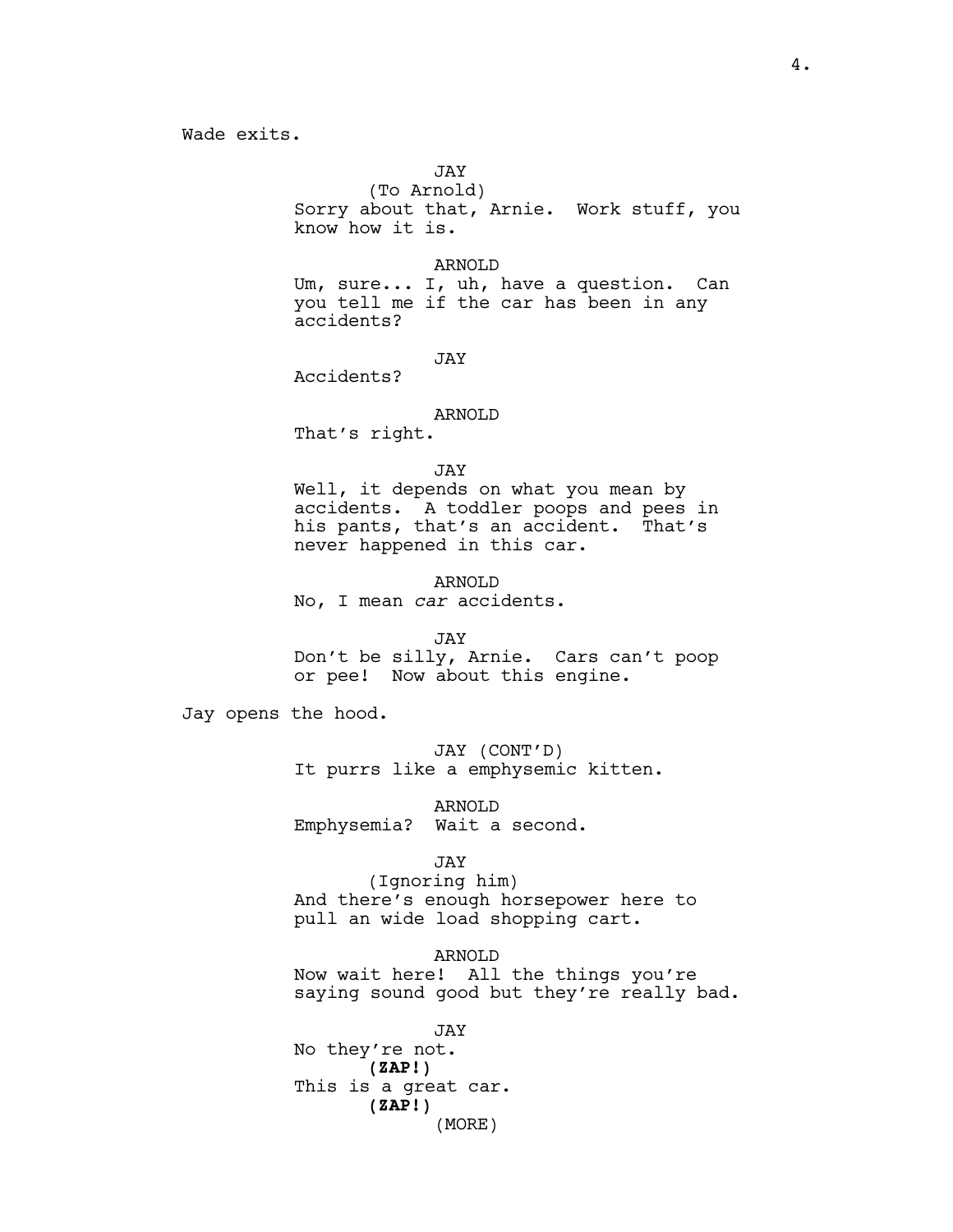Wade exits.

JAY
(To Arnold)
Sorry about that, Arnie. Work stuff, you know how it is.

ARNOLD
Um, sure... I, uh, have a question. Can you tell me if the car has been in any accidents?

JAY
Accidents?

ARNOLD
That's right.

JAY
Well, it depends on what you mean by accidents. A toddler poops and pees in his pants, that's an accident. That's never happened in this car.

ARNOLD
No, I mean *car* accidents.

JAY
Don't be silly, Arnie. Cars can't poop or pee! Now about this engine.

Jay opens the hood.

JAY (CONT'D)
It purrs like a emphysemic kitten.

ARNOLD
Emphysemia? Wait a second.

JAY
(Ignoring him)
And there's enough horsepower here to pull an wide load shopping cart.

ARNOLD
Now wait here! All the things you're saying sound good but they're really bad.

JAY
No they're not.
**(ZAP!)**
This is a great car.
**(ZAP!)**
(MORE)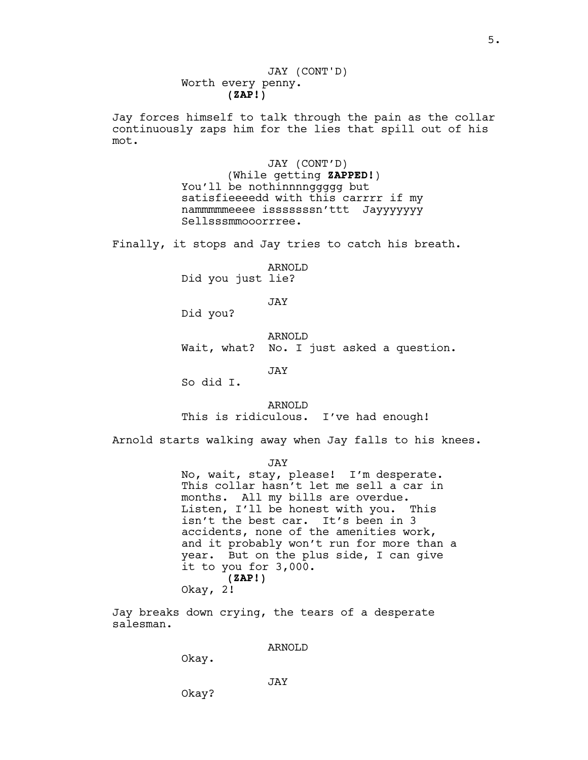JAY (CONT'D)
Worth every penny.
**(ZAP!)**

Jay forces himself to talk through the pain as the collar continuously zaps him for the lies that spill out of his mot.

JAY (CONT'D)
(While getting **ZAPPED!**)
You'll be nothinnnngggg but satisfieeeedd with this carrrr if my nammmmmeeee isssssssn'ttt Jayyyyyyy Sellsssmmooorrree.

Finally, it stops and Jay tries to catch his breath.

ARNOLD
Did you just lie?

JAY
Did you?

ARNOLD
Wait, what? No. I just asked a question.

JAY
So did I.

ARNOLD
This is ridiculous. I've had enough!

Arnold starts walking away when Jay falls to his knees.

JAY
No, wait, stay, please! I'm desperate. This collar hasn't let me sell a car in months. All my bills are overdue. Listen, I'll be honest with you. This isn't the best car. It's been in 3 accidents, none of the amenities work, and it probably won't run for more than a year. But on the plus side, I can give it to you for 3,000.
**(ZAP!)**
Okay, 2!

Jay breaks down crying, the tears of a desperate salesman.

ARNOLD
Okay.

JAY
Okay?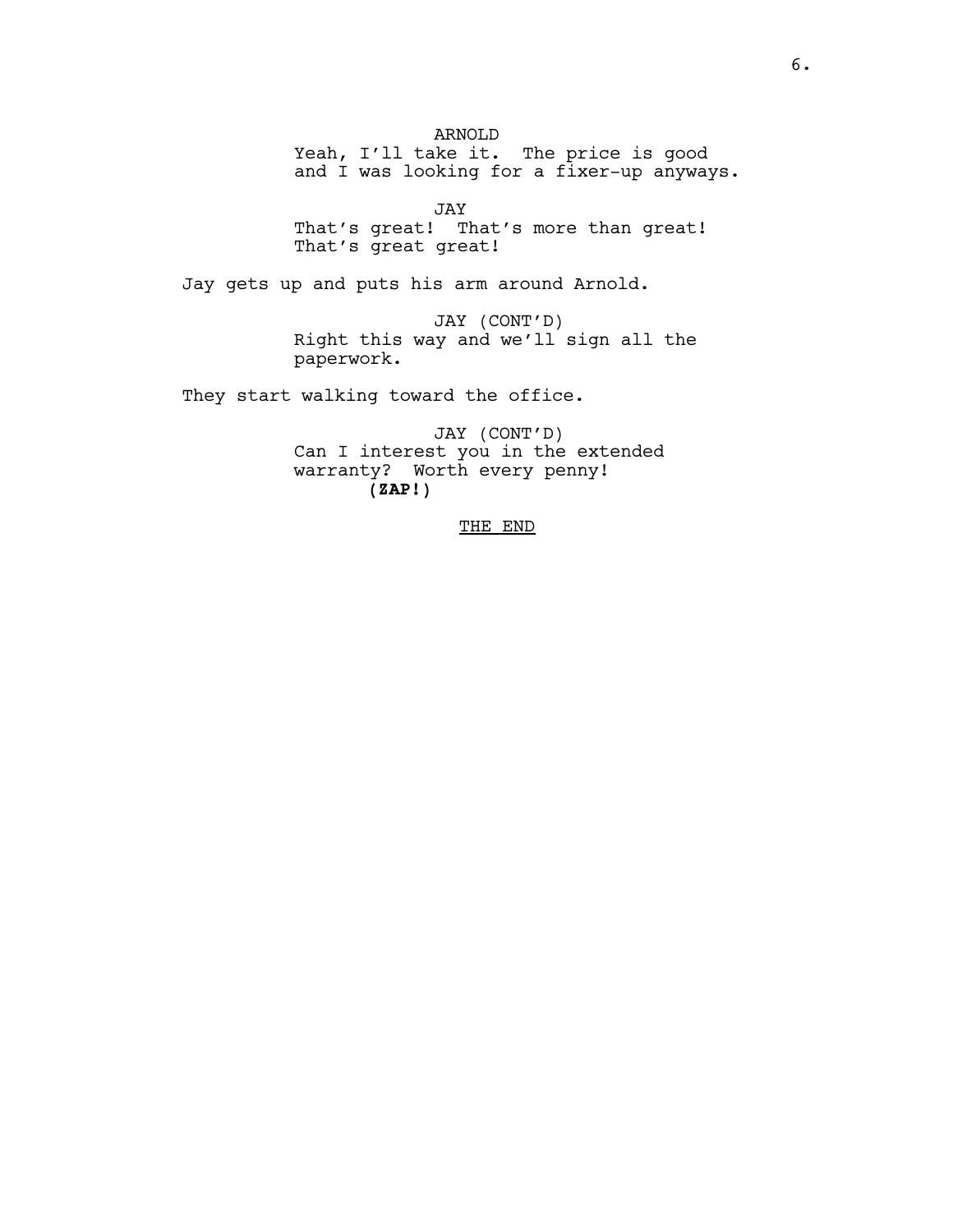ARNOLD

Yeah, I'll take it. The price is good and I was looking for a fixer-up anyways.

JAY

That's great! That's more than great! That's great great!

Jay gets up and puts his arm around Arnold.

JAY (CONT'D)

Right this way and we'll sign all the paperwork.

They start walking toward the office.

JAY (CONT'D)

Can I interest you in the extended warranty? Worth every penny!

**(ZAP!)**

<u>THE END</u>